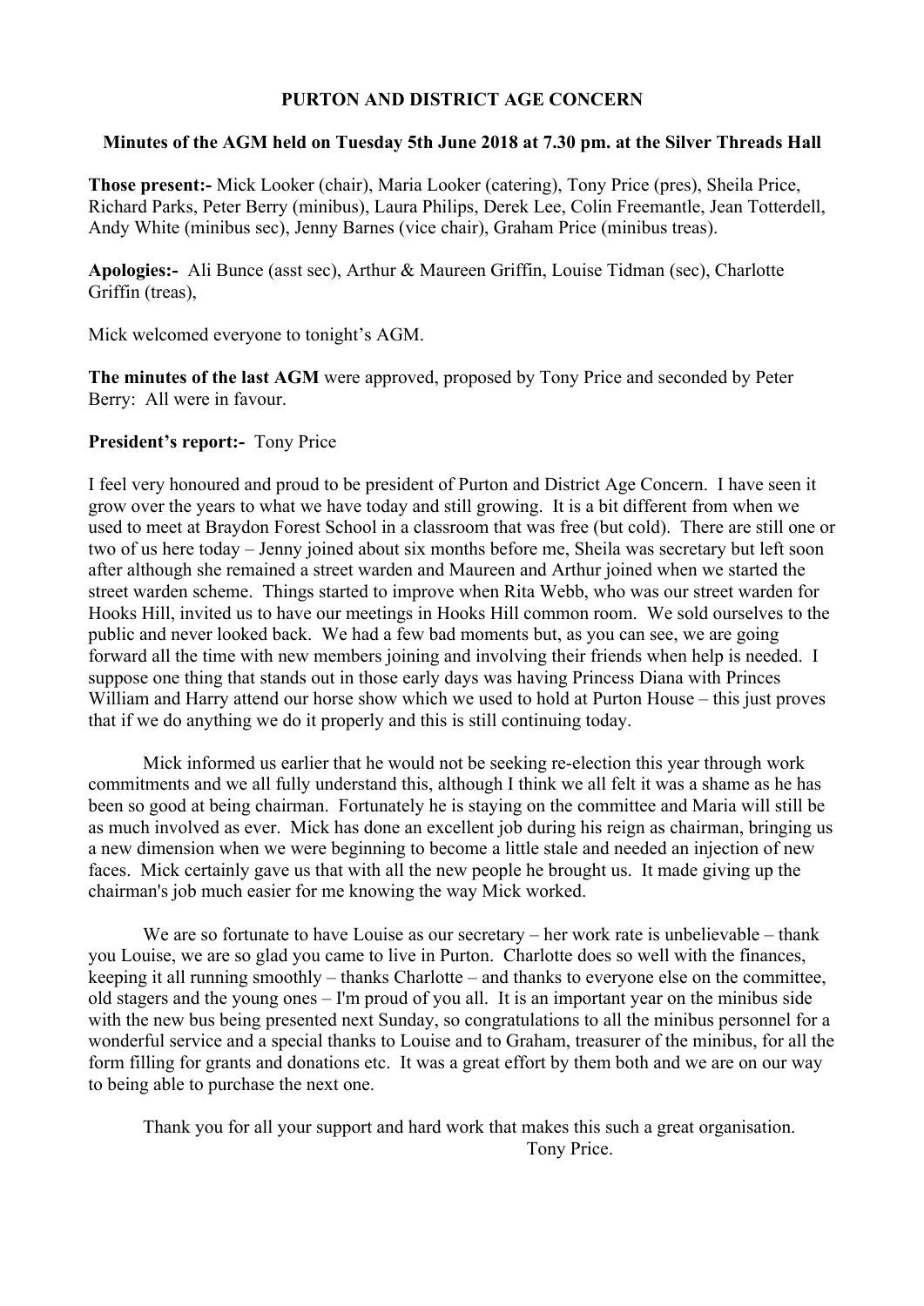**PURTON AND DISTRICT AGE CONCERN**

**Minutes of the AGM held on Tuesday 5th June 2018 at 7.30 pm. at the Silver Threads Hall**

**Those present:-** Mick Looker (chair), Maria Looker (catering), Tony Price (pres), Sheila Price, Richard Parks, Peter Berry (minibus), Laura Philips, Derek Lee, Colin Freemantle, Jean Totterdell, Andy White (minibus sec), Jenny Barnes (vice chair), Graham Price (minibus treas).

**Apologies:-** Ali Bunce (asst sec), Arthur & Maureen Griffin, Louise Tidman (sec), Charlotte Griffin (treas),

Mick welcomed everyone to tonight's AGM.

**The minutes of the last AGM** were approved, proposed by Tony Price and seconded by Peter Berry: All were in favour.

**President's report:-** Tony Price

I feel very honoured and proud to be president of Purton and District Age Concern. I have seen it grow over the years to what we have today and still growing. It is a bit different from when we used to meet at Braydon Forest School in a classroom that was free (but cold). There are still one or two of us here today – Jenny joined about six months before me, Sheila was secretary but left soon after although she remained a street warden and Maureen and Arthur joined when we started the street warden scheme. Things started to improve when Rita Webb, who was our street warden for Hooks Hill, invited us to have our meetings in Hooks Hill common room. We sold ourselves to the public and never looked back. We had a few bad moments but, as you can see, we are going forward all the time with new members joining and involving their friends when help is needed. I suppose one thing that stands out in those early days was having Princess Diana with Princes William and Harry attend our horse show which we used to hold at Purton House – this just proves that if we do anything we do it properly and this is still continuing today.

Mick informed us earlier that he would not be seeking re-election this year through work commitments and we all fully understand this, although I think we all felt it was a shame as he has been so good at being chairman. Fortunately he is staying on the committee and Maria will still be as much involved as ever. Mick has done an excellent job during his reign as chairman, bringing us a new dimension when we were beginning to become a little stale and needed an injection of new faces. Mick certainly gave us that with all the new people he brought us. It made giving up the chairman's job much easier for me knowing the way Mick worked.

We are so fortunate to have Louise as our secretary – her work rate is unbelievable – thank you Louise, we are so glad you came to live in Purton. Charlotte does so well with the finances, keeping it all running smoothly – thanks Charlotte – and thanks to everyone else on the committee, old stagers and the young ones – I'm proud of you all. It is an important year on the minibus side with the new bus being presented next Sunday, so congratulations to all the minibus personnel for a wonderful service and a special thanks to Louise and to Graham, treasurer of the minibus, for all the form filling for grants and donations etc. It was a great effort by them both and we are on our way to being able to purchase the next one.

Thank you for all your support and hard work that makes this such a great organisation.

Tony Price.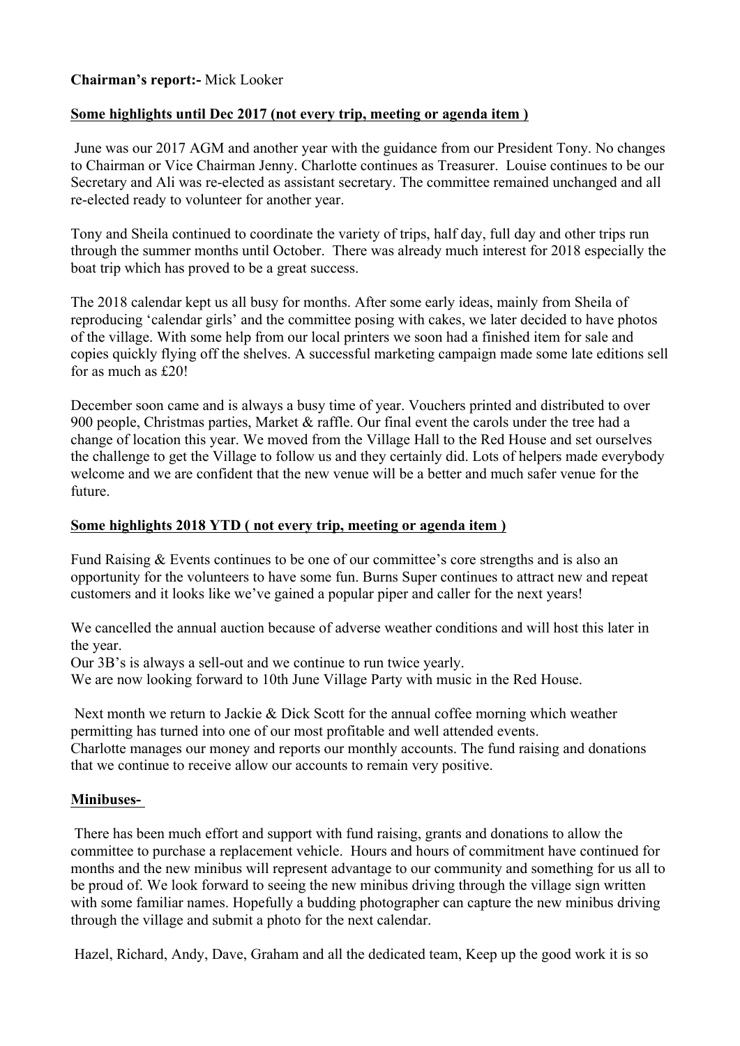**Chairman's report:-** Mick Looker

**<u>Some highlights until Dec 2017 (not every trip, meeting or agenda item )</u>**

June was our 2017 AGM and another year with the guidance from our President Tony. No changes to Chairman or Vice Chairman Jenny. Charlotte continues as Treasurer. Louise continues to be our Secretary and Ali was re-elected as assistant secretary. The committee remained unchanged and all re-elected ready to volunteer for another year.

Tony and Sheila continued to coordinate the variety of trips, half day, full day and other trips run through the summer months until October. There was already much interest for 2018 especially the boat trip which has proved to be a great success.

The 2018 calendar kept us all busy for months. After some early ideas, mainly from Sheila of reproducing 'calendar girls' and the committee posing with cakes, we later decided to have photos of the village. With some help from our local printers we soon had a finished item for sale and copies quickly flying off the shelves. A successful marketing campaign made some late editions sell for as much as £20!

December soon came and is always a busy time of year. Vouchers printed and distributed to over 900 people, Christmas parties, Market & raffle. Our final event the carols under the tree had a change of location this year. We moved from the Village Hall to the Red House and set ourselves the challenge to get the Village to follow us and they certainly did. Lots of helpers made everybody welcome and we are confident that the new venue will be a better and much safer venue for the future.

**<u>Some highlights 2018 YTD ( not every trip, meeting or agenda item )</u>**

Fund Raising & Events continues to be one of our committee's core strengths and is also an opportunity for the volunteers to have some fun. Burns Super continues to attract new and repeat customers and it looks like we've gained a popular piper and caller for the next years!

We cancelled the annual auction because of adverse weather conditions and will host this later in the year.
Our 3B's is always a sell-out and we continue to run twice yearly.
We are now looking forward to 10th June Village Party with music in the Red House.

Next month we return to Jackie & Dick Scott for the annual coffee morning which weather permitting has turned into one of our most profitable and well attended events.
Charlotte manages our money and reports our monthly accounts. The fund raising and donations that we continue to receive allow our accounts to remain very positive.

**<u>Minibuses-</u>**

There has been much effort and support with fund raising, grants and donations to allow the committee to purchase a replacement vehicle. Hours and hours of commitment have continued for months and the new minibus will represent advantage to our community and something for us all to be proud of. We look forward to seeing the new minibus driving through the village sign written with some familiar names. Hopefully a budding photographer can capture the new minibus driving through the village and submit a photo for the next calendar.

Hazel, Richard, Andy, Dave, Graham and all the dedicated team, Keep up the good work it is so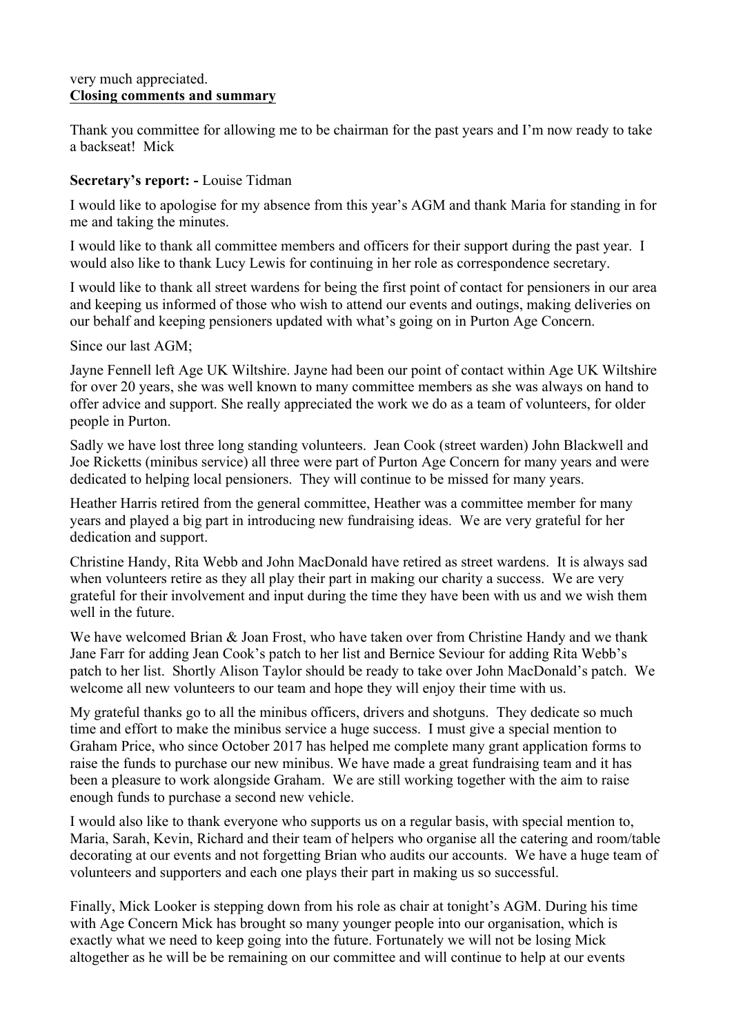very much appreciated.

**Closing comments and summary**

Thank you committee for allowing me to be chairman for the past years and I'm now ready to take a backseat! Mick

**Secretary's report: -** Louise Tidman

I would like to apologise for my absence from this year's AGM and thank Maria for standing in for me and taking the minutes.

I would like to thank all committee members and officers for their support during the past year. I would also like to thank Lucy Lewis for continuing in her role as correspondence secretary.

I would like to thank all street wardens for being the first point of contact for pensioners in our area and keeping us informed of those who wish to attend our events and outings, making deliveries on our behalf and keeping pensioners updated with what's going on in Purton Age Concern.

Since our last AGM;

Jayne Fennell left Age UK Wiltshire. Jayne had been our point of contact within Age UK Wiltshire for over 20 years, she was well known to many committee members as she was always on hand to offer advice and support. She really appreciated the work we do as a team of volunteers, for older people in Purton.

Sadly we have lost three long standing volunteers. Jean Cook (street warden) John Blackwell and Joe Ricketts (minibus service) all three were part of Purton Age Concern for many years and were dedicated to helping local pensioners. They will continue to be missed for many years.

Heather Harris retired from the general committee, Heather was a committee member for many years and played a big part in introducing new fundraising ideas. We are very grateful for her dedication and support.

Christine Handy, Rita Webb and John MacDonald have retired as street wardens. It is always sad when volunteers retire as they all play their part in making our charity a success. We are very grateful for their involvement and input during the time they have been with us and we wish them well in the future.

We have welcomed Brian & Joan Frost, who have taken over from Christine Handy and we thank Jane Farr for adding Jean Cook's patch to her list and Bernice Seviour for adding Rita Webb's patch to her list. Shortly Alison Taylor should be ready to take over John MacDonald's patch. We welcome all new volunteers to our team and hope they will enjoy their time with us.

My grateful thanks go to all the minibus officers, drivers and shotguns. They dedicate so much time and effort to make the minibus service a huge success. I must give a special mention to Graham Price, who since October 2017 has helped me complete many grant application forms to raise the funds to purchase our new minibus. We have made a great fundraising team and it has been a pleasure to work alongside Graham. We are still working together with the aim to raise enough funds to purchase a second new vehicle.

I would also like to thank everyone who supports us on a regular basis, with special mention to, Maria, Sarah, Kevin, Richard and their team of helpers who organise all the catering and room/table decorating at our events and not forgetting Brian who audits our accounts. We have a huge team of volunteers and supporters and each one plays their part in making us so successful.

Finally, Mick Looker is stepping down from his role as chair at tonight's AGM. During his time with Age Concern Mick has brought so many younger people into our organisation, which is exactly what we need to keep going into the future. Fortunately we will not be losing Mick altogether as he will be be remaining on our committee and will continue to help at our events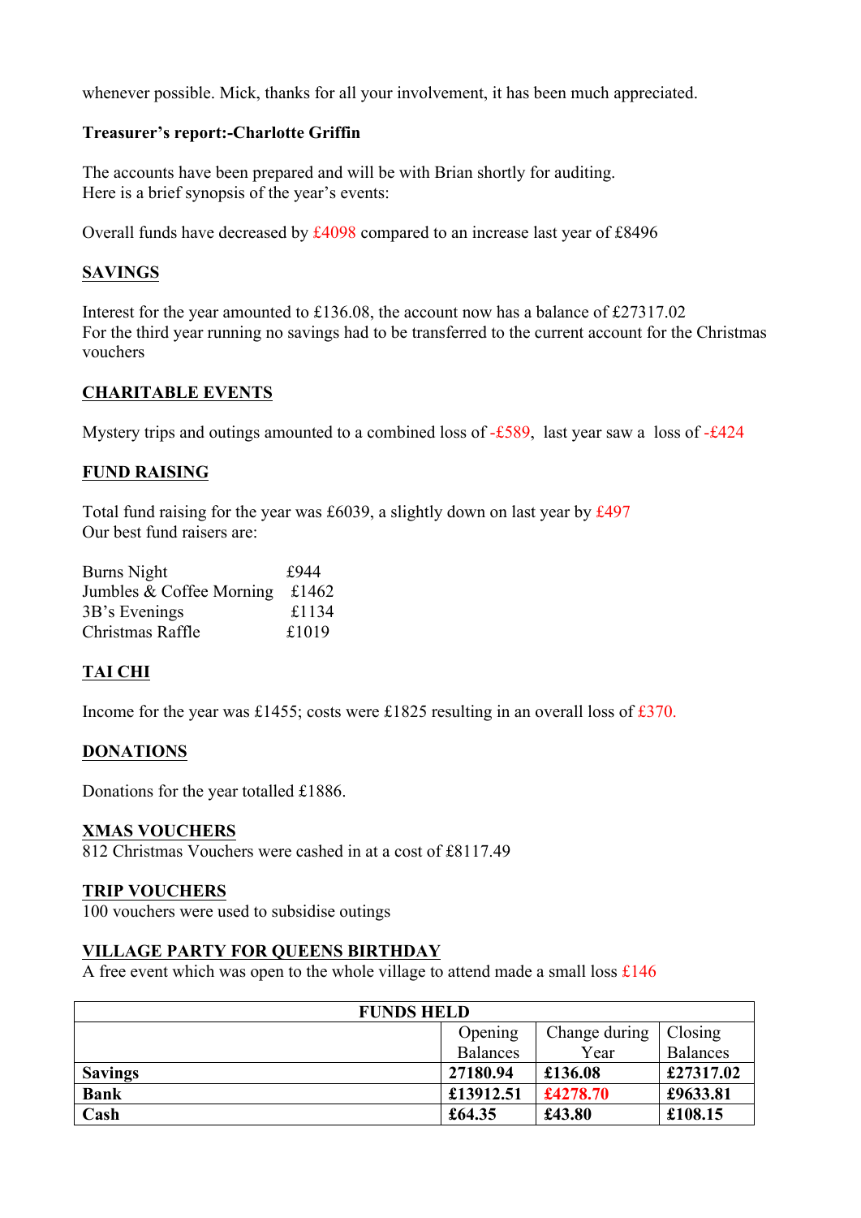whenever possible. Mick, thanks for all your involvement, it has been much appreciated.

**Treasurer's report:-Charlotte Griffin**

The accounts have been prepared and will be with Brian shortly for auditing.
Here is a brief synopsis of the year's events:

Overall funds have decreased by £4098 compared to an increase last year of £8496

## SAVINGS

Interest for the year amounted to £136.08, the account now has a balance of £27317.02
For the third year running no savings had to be transferred to the current account for the Christmas vouchers

## CHARITABLE EVENTS

Mystery trips and outings amounted to a combined loss of -£589, last year saw a loss of -£424

## FUND RAISING

Total fund raising for the year was £6039, a slightly down on last year by £497
Our best fund raisers are:

| | |
|---|---|
| Burns Night | £944 |
| Jumbles & Coffee Morning | £1462 |
| 3B's Evenings | £1134 |
| Christmas Raffle | £1019 |

## TAI CHI

Income for the year was £1455; costs were £1825 resulting in an overall loss of £370.

## DONATIONS

Donations for the year totalled £1886.

## XMAS VOUCHERS

812 Christmas Vouchers were cashed in at a cost of £8117.49

## TRIP VOUCHERS

100 vouchers were used to subsidise outings

## VILLAGE PARTY FOR QUEENS BIRTHDAY

A free event which was open to the whole village to attend made a small loss £146

| FUNDS HELD | | | |
|---|---|---|---|
| | Opening Balances | Change during Year | Closing Balances |
| **Savings** | **27180.94** | **£136.08** | **£27317.02** |
| **Bank** | **£13912.51** | **£4278.70** | **£9633.81** |
| **Cash** | **£64.35** | **£43.80** | **£108.15** |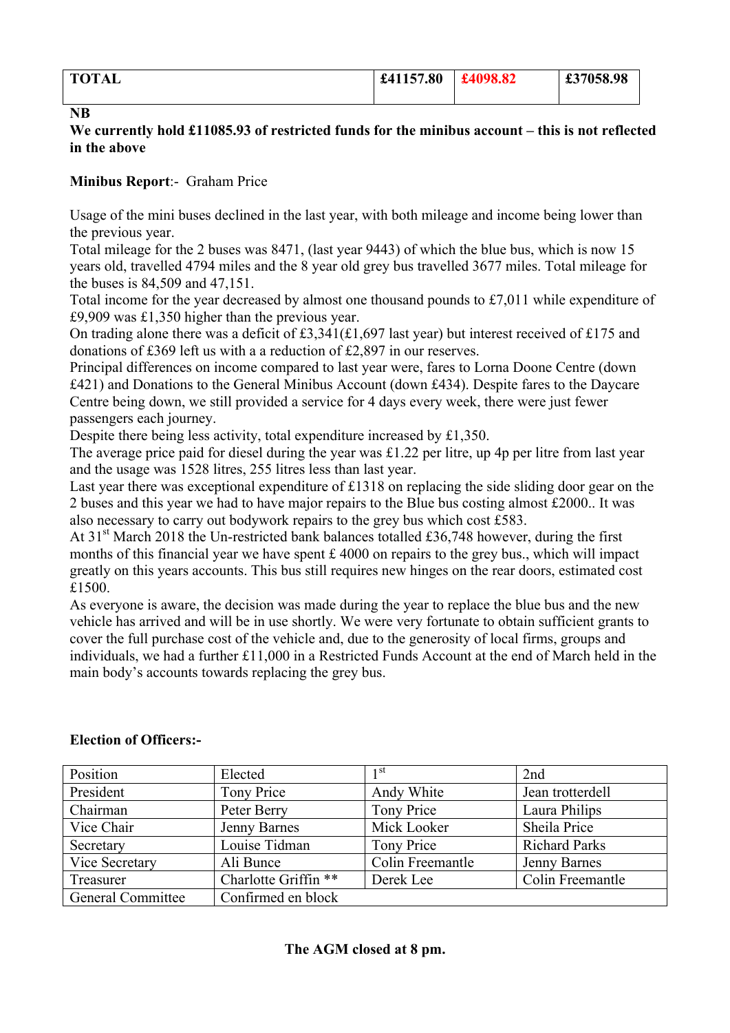| TOTAL | £41157.80 | £4098.82 | £37058.98 |
|---|---|---|---|

**NB**
**We currently hold £11085.93 of restricted funds for the minibus account – this is not reflected in the above**

**Minibus Report**:- Graham Price

Usage of the mini buses declined in the last year, with both mileage and income being lower than the previous year.
Total mileage for the 2 buses was 8471, (last year 9443) of which the blue bus, which is now 15 years old, travelled 4794 miles and the 8 year old grey bus travelled 3677 miles. Total mileage for the buses is 84,509 and 47,151.
Total income for the year decreased by almost one thousand pounds to £7,011 while expenditure of £9,909 was £1,350 higher than the previous year.
On trading alone there was a deficit of £3,341(£1,697 last year) but interest received of £175 and donations of £369 left us with a a reduction of £2,897 in our reserves.
Principal differences on income compared to last year were, fares to Lorna Doone Centre (down £421) and Donations to the General Minibus Account (down £434). Despite fares to the Daycare Centre being down, we still provided a service for 4 days every week, there were just fewer passengers each journey.
Despite there being less activity, total expenditure increased by £1,350.
The average price paid for diesel during the year was £1.22 per litre, up 4p per litre from last year and the usage was 1528 litres, 255 litres less than last year.
Last year there was exceptional expenditure of £1318 on replacing the side sliding door gear on the 2 buses and this year we had to have major repairs to the Blue bus costing almost £2000.. It was also necessary to carry out bodywork repairs to the grey bus which cost £583.
At 31st March 2018 the Un-restricted bank balances totalled £36,748 however, during the first months of this financial year we have spent £ 4000 on repairs to the grey bus., which will impact greatly on this years accounts. This bus still requires new hinges on the rear doors, estimated cost £1500.
As everyone is aware, the decision was made during the year to replace the blue bus and the new vehicle has arrived and will be in use shortly. We were very fortunate to obtain sufficient grants to cover the full purchase cost of the vehicle and, due to the generosity of local firms, groups and individuals, we had a further £11,000 in a Restricted Funds Account at the end of March held in the main body's accounts towards replacing the grey bus.

**Election of Officers:-**

| Position | Elected | 1st | 2nd |
|---|---|---|---|
| President | Tony Price | Andy White | Jean trotterdell |
| Chairman | Peter Berry | Tony Price | Laura Philips |
| Vice Chair | Jenny Barnes | Mick Looker | Sheila Price |
| Secretary | Louise Tidman | Tony Price | Richard Parks |
| Vice Secretary | Ali Bunce | Colin Freemantle | Jenny Barnes |
| Treasurer | Charlotte Griffin ** | Derek Lee | Colin Freemantle |
| General Committee | Confirmed en block | | |

**The AGM closed at 8 pm.**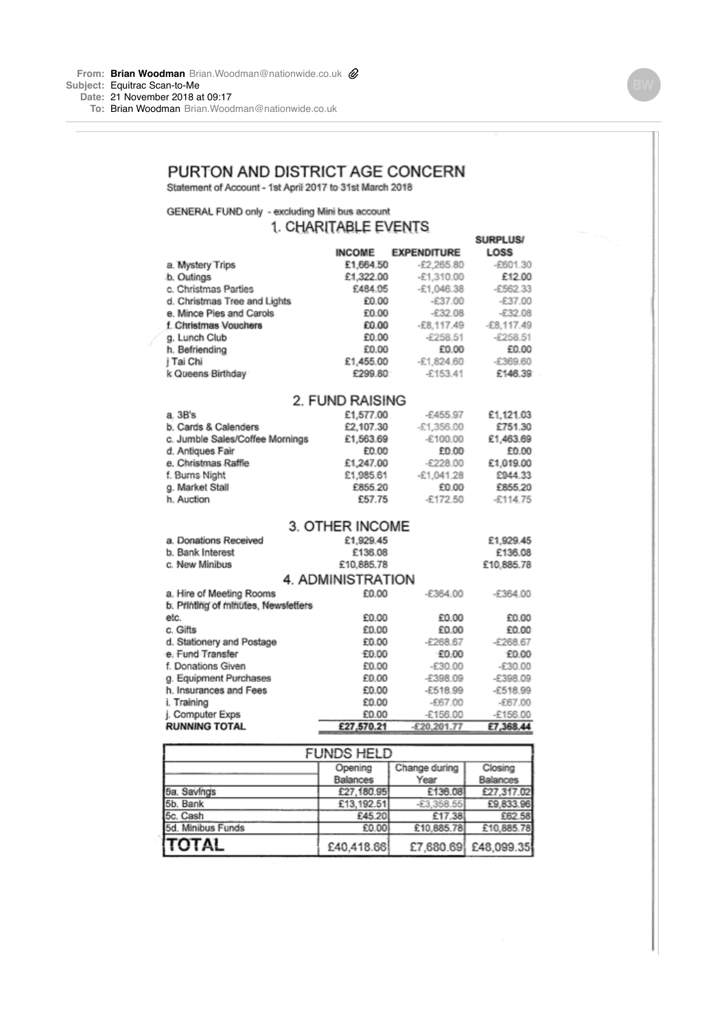**From:** **Brian Woodman** Brian.Woodman@nationwide.co.uk
**Subject:** Equitrac Scan-to-Me
**Date:** 21 November 2018 at 09:17
**To:** Brian Woodman Brian.Woodman@nationwide.co.uk

# PURTON AND DISTRICT AGE CONCERN

Statement of Account - 1st April 2017 to 31st March 2018

GENERAL FUND only - excluding Mini bus account

## 1. CHARITABLE EVENTS

| | INCOME | EXPENDITURE | SURPLUS/ LOSS |
|---|---|---|---|
| a. Mystery Trips | £1,664.50 | -£2,265.80 | -£601.30 |
| b. Outings | £1,322.00 | -£1,310.00 | £12.00 |
| c. Christmas Parties | £484.05 | -£1,046.38 | -£562.33 |
| d. Christmas Tree and Lights | £0.00 | -£37.00 | -£37.00 |
| e. Mince Pies and Carols | £0.00 | -£32.08 | -£32.08 |
| f. Christmas Vouchers | £0.00 | -£8,117.49 | -£8,117.49 |
| g. Lunch Club | £0.00 | -£258.51 | -£258.51 |
| h. Befriending | £0.00 | £0.00 | £0.00 |
| j Tai Chi | £1,455.00 | -£1,824.60 | -£369.60 |
| k Queens Birthday | £299.80 | -£153.41 | £146.39 |

## 2. FUND RAISING

| | INCOME | EXPENDITURE | SURPLUS/ LOSS |
|---|---|---|---|
| a. 3B's | £1,577.00 | -£455.97 | £1,121.03 |
| b. Cards & Calenders | £2,107.30 | -£1,356.00 | £751.30 |
| c. Jumble Sales/Coffee Mornings | £1,563.69 | -£100.00 | £1,463.69 |
| d. Antiques Fair | £0.00 | £0.00 | £0.00 |
| e. Christmas Raffle | £1,247.00 | -£228.00 | £1,019.00 |
| f. Burns Night | £1,985.61 | -£1,041.28 | £944.33 |
| g. Market Stall | £855.20 | £0.00 | £855.20 |
| h. Auction | £57.75 | -£172.50 | -£114.75 |

## 3. OTHER INCOME

| | INCOME | EXPENDITURE | SURPLUS/ LOSS |
|---|---|---|---|
| a. Donations Received | £1,929.45 | | £1,929.45 |
| b. Bank Interest | £136.08 | | £136.08 |
| c. New Minibus | £10,885.78 | | £10,885.78 |

## 4. ADMINISTRATION

| | INCOME | EXPENDITURE | SURPLUS/ LOSS |
|---|---|---|---|
| a. Hire of Meeting Rooms | £0.00 | -£364.00 | -£364.00 |
| b. Printing of minutes, Newsletters etc. | £0.00 | £0.00 | £0.00 |
| c. Gifts | £0.00 | £0.00 | £0.00 |
| d. Stationery and Postage | £0.00 | -£268.67 | -£268.67 |
| e. Fund Transfer | £0.00 | £0.00 | £0.00 |
| f. Donations Given | £0.00 | -£30.00 | -£30.00 |
| g. Equipment Purchases | £0.00 | -£398.09 | -£398.09 |
| h. Insurances and Fees | £0.00 | -£518.99 | -£518.99 |
| i. Training | £0.00 | -£67.00 | -£67.00 |
| j. Computer Exps | £0.00 | -£156.00 | -£156.00 |
| **RUNNING TOTAL** | **£27,570.21** | **-£20,201.77** | **£7,368.44** |

| FUNDS HELD | | | |
|---|---|---|---|
| | Opening Balances | Change during Year | Closing Balances |
| 5a. Savings | £27,180.95 | £136.08 | £27,317.02 |
| 5b. Bank | £13,192.51 | -£3,358.55 | £9,833.96 |
| 5c. Cash | £45.20 | £17.38 | £62.58 |
| 5d. Minibus Funds | £0.00 | £10,885.78 | £10,885.78 |
| **TOTAL** | £40,418.66 | £7,680.69 | £48,099.35 |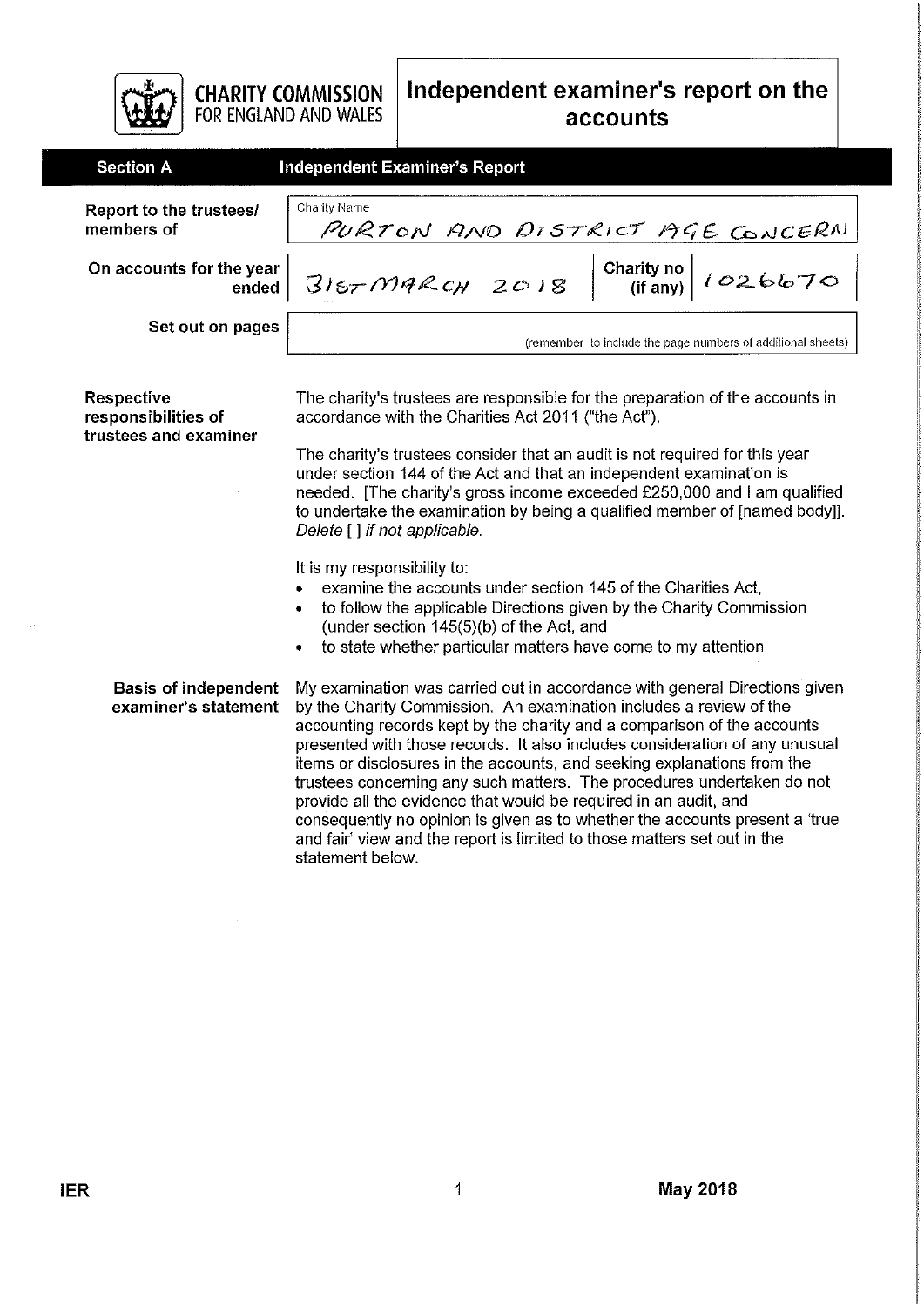**CHARITY COMMISSION FOR ENGLAND AND WALES**

# Independent examiner's report on the accounts

## Section A — Independent Examiner's Report

| | | | |
|---|---|---|---|
| **Report to the trustees/ members of** | Charity Name: PURTON AND DISTRICT AGE CONCERN | | |
| **On accounts for the year ended** | 31ST MARCH 2018 | **Charity no (if any)** | 1026670 |
| **Set out on pages** | (remember to include the page numbers of additional sheets) | | |

**Respective responsibilities of trustees and examiner**

The charity's trustees are responsible for the preparation of the accounts in accordance with the Charities Act 2011 ("the Act").

The charity's trustees consider that an audit is not required for this year under section 144 of the Act and that an independent examination is needed. [The charity's gross income exceeded £250,000 and I am qualified to undertake the examination by being a qualified member of [named body]]. *Delete [ ] if not applicable.*

It is my responsibility to:

- examine the accounts under section 145 of the Charities Act,
- to follow the applicable Directions given by the Charity Commission (under section 145(5)(b) of the Act, and
- to state whether particular matters have come to my attention

**Basis of independent examiner's statement**

My examination was carried out in accordance with general Directions given by the Charity Commission. An examination includes a review of the accounting records kept by the charity and a comparison of the accounts presented with those records. It also includes consideration of any unusual items or disclosures in the accounts, and seeking explanations from the trustees concerning any such matters. The procedures undertaken do not provide all the evidence that would be required in an audit, and consequently no opinion is given as to whether the accounts present a 'true and fair' view and the report is limited to those matters set out in the statement below.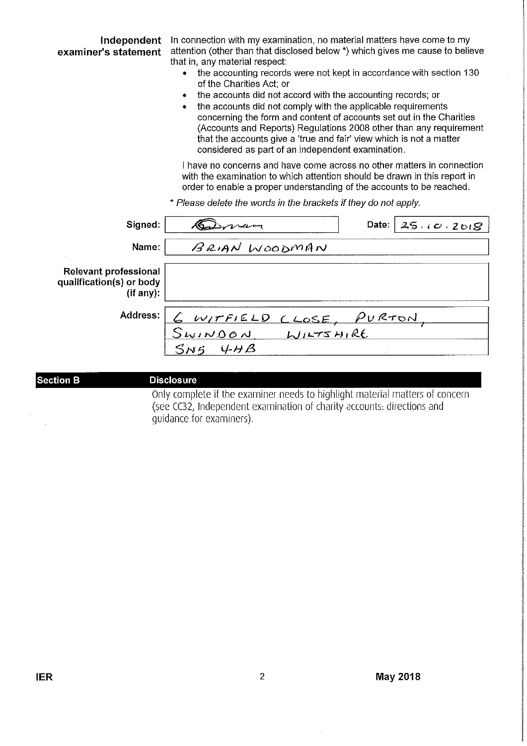**Independent examiner's statement**

In connection with my examination, no material matters have come to my attention (other than that disclosed below *) which gives me cause to believe that in, any material respect:

- the accounting records were not kept in accordance with section 130 of the Charities Act; or
- the accounts did not accord with the accounting records; or
- the accounts did not comply with the applicable requirements concerning the form and content of accounts set out in the Charities (Accounts and Reports) Regulations 2008 other than any requirement that the accounts give a 'true and fair' view which is not a matter considered as part of an independent examination.

I have no concerns and have come across no other matters in connection with the examination to which attention should be drawn in this report in order to enable a proper understanding of the accounts to be reached.

*\* Please delete the words in the brackets if they do not apply.*

| | |
|---|---|
| **Signed:** | [signature] **Date:** 25.10.2018 |
| **Name:** | BRIAN WOODMAN |
| **Relevant professional qualification(s) or body (if any):** | |
| **Address:** | 6 WITFIELD CLOSE, PURTON, SWINDON, WILTSHIRE SN5 4HB |

## Section B Disclosure

Only complete if the examiner needs to highlight material matters of concern (see CC32, Independent examination of charity accounts: directions and guidance for examiners).

IER May 2018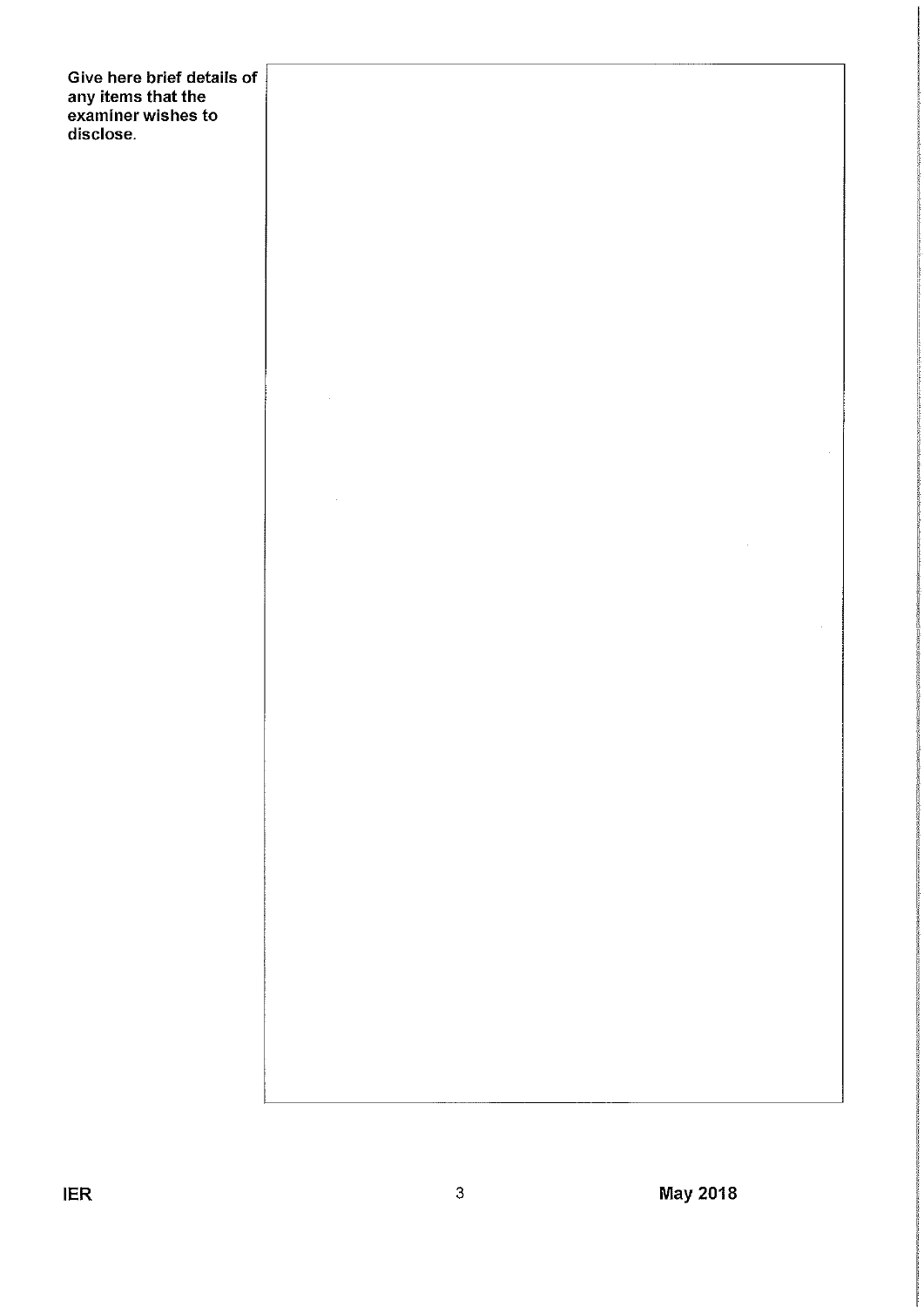| Give here brief details of any items that the examiner wishes to disclose. | |
| --- | --- |